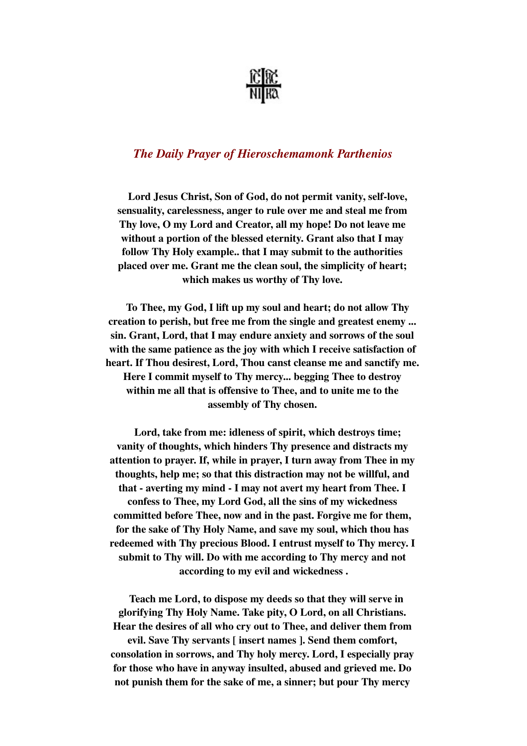*The Daily Prayer of Hieroschemamonk Parthenios*

**Lord Jesus Christ, Son of God, do not permit vanity, self-love, sensuality, carelessness, anger to rule over me and steal me from Thy love, O my Lord and Creator, all my hope! Do not leave me without a portion of the blessed eternity. Grant also that I may follow Thy Holy example.. that I may submit to the authorities placed over me. Grant me the clean soul, the simplicity of heart; which makes us worthy of Thy love.**

**To Thee, my God, I lift up my soul and heart; do not allow Thy creation to perish, but free me from the single and greatest enemy ... sin. Grant, Lord, that I may endure anxiety and sorrows of the soul with the same patience as the joy with which I receive satisfaction of heart. If Thou desirest, Lord, Thou canst cleanse me and sanctify me. Here I commit myself to Thy mercy... begging Thee to destroy within me all that is offensive to Thee, and to unite me to the assembly of Thy chosen.**

**Lord, take from me: idleness of spirit, which destroys time; vanity of thoughts, which hinders Thy presence and distracts my attention to prayer. If, while in prayer, I turn away from Thee in my thoughts, help me; so that this distraction may not be willful, and that - averting my mind - I may not avert my heart from Thee. I confess to Thee, my Lord God, all the sins of my wickedness committed before Thee, now and in the past. Forgive me for them, for the sake of Thy Holy Name, and save my soul, which thou has redeemed with Thy precious Blood. I entrust myself to Thy mercy. I submit to Thy will. Do with me according to Thy mercy and not according to my evil and wickedness .**

**Teach me Lord, to dispose my deeds so that they will serve in glorifying Thy Holy Name. Take pity, O Lord, on all Christians. Hear the desires of all who cry out to Thee, and deliver them from evil. Save Thy servants [ insert names ]. Send them comfort, consolation in sorrows, and Thy holy mercy. Lord, I especially pray for those who have in anyway insulted, abused and grieved me. Do not punish them for the sake of me, a sinner; but pour Thy mercy**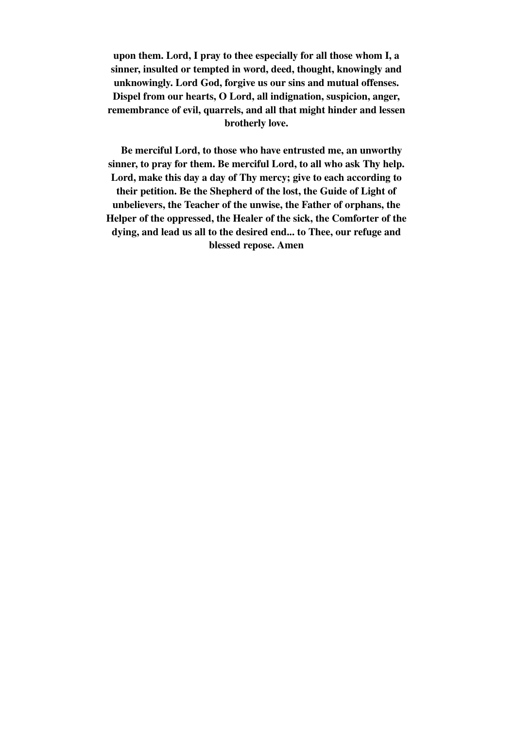**upon them. Lord, I pray to thee especially for all those whom I, a sinner, insulted or tempted in word, deed, thought, knowingly and unknowingly. Lord God, forgive us our sins and mutual offenses. Dispel from our hearts, O Lord, all indignation, suspicion, anger, remembrance of evil, quarrels, and all that might hinder and lessen brotherly love.**

**Be merciful Lord, to those who have entrusted me, an unworthy sinner, to pray for them. Be merciful Lord, to all who ask Thy help. Lord, make this day a day of Thy mercy; give to each according to their petition. Be the Shepherd of the lost, the Guide of Light of unbelievers, the Teacher of the unwise, the Father of orphans, the Helper of the oppressed, the Healer of the sick, the Comforter of the dying, and lead us all to the desired end... to Thee, our refuge and blessed repose. Amen**